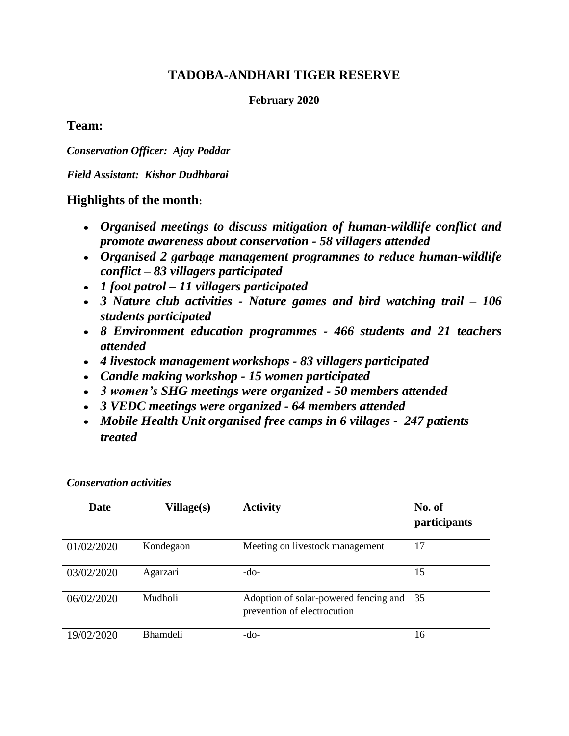# TADOBA-ANDHARI TIGER RESERVE

**February 2020**

## Team:

***Conservation Officer: Ajay Poddar***

***Field Assistant: Kishor Dudhbarai***

## Highlights of the month:

- ***Organised meetings to discuss mitigation of human-wildlife conflict and promote awareness about conservation - 58 villagers attended***
- ***Organised 2 garbage management programmes to reduce human-wildlife conflict – 83 villagers participated***
- ***1 foot patrol – 11 villagers participated***
- ***3 Nature club activities - Nature games and bird watching trail – 106 students participated***
- ***8 Environment education programmes - 466 students and 21 teachers attended***
- ***4 livestock management workshops - 83 villagers participated***
- ***Candle making workshop - 15 women participated***
- ***3 women's SHG meetings were organized - 50 members attended***
- ***3 VEDC meetings were organized - 64 members attended***
- ***Mobile Health Unit organised free camps in 6 villages - 247 patients treated***

***Conservation activities***

| Date | Village(s) | Activity | No. of participants |
|---|---|---|---|
| 01/02/2020 | Kondegaon | Meeting on livestock management | 17 |
| 03/02/2020 | Agarzari | -do- | 15 |
| 06/02/2020 | Mudholi | Adoption of solar-powered fencing and prevention of electrocution | 35 |
| 19/02/2020 | Bhamdeli | -do- | 16 |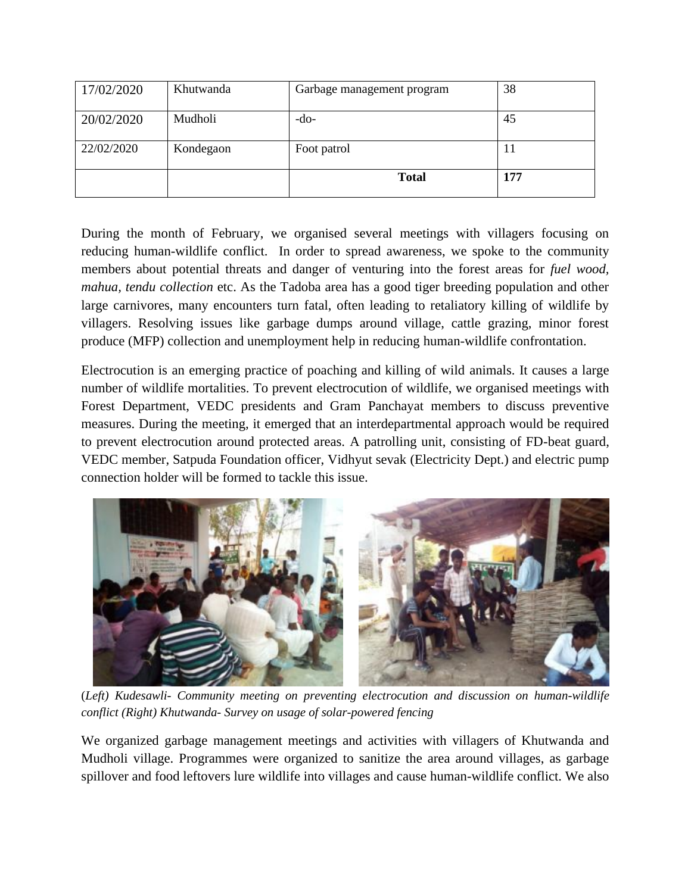| 17/02/2020 | Khutwanda | Garbage management program | 38 |
|---|---|---|---|
| 20/02/2020 | Mudholi | -do- | 45 |
| 22/02/2020 | Kondegaon | Foot patrol | 11 |
| | | **Total** | **177** |

During the month of February, we organised several meetings with villagers focusing on reducing human-wildlife conflict. In order to spread awareness, we spoke to the community members about potential threats and danger of venturing into the forest areas for *fuel wood, mahua, tendu collection* etc. As the Tadoba area has a good tiger breeding population and other large carnivores, many encounters turn fatal, often leading to retaliatory killing of wildlife by villagers. Resolving issues like garbage dumps around village, cattle grazing, minor forest produce (MFP) collection and unemployment help in reducing human-wildlife confrontation.

Electrocution is an emerging practice of poaching and killing of wild animals. It causes a large number of wildlife mortalities. To prevent electrocution of wildlife, we organised meetings with Forest Department, VEDC presidents and Gram Panchayat members to discuss preventive measures. During the meeting, it emerged that an interdepartmental approach would be required to prevent electrocution around protected areas. A patrolling unit, consisting of FD-beat guard, VEDC member, Satpuda Foundation officer, Vidhyut sevak (Electricity Dept.) and electric pump connection holder will be formed to tackle this issue.

(*Left) Kudesawli- Community meeting on preventing electrocution and discussion on human-wildlife conflict (Right) Khutwanda- Survey on usage of solar-powered fencing*

We organized garbage management meetings and activities with villagers of Khutwanda and Mudholi village. Programmes were organized to sanitize the area around villages, as garbage spillover and food leftovers lure wildlife into villages and cause human-wildlife conflict. We also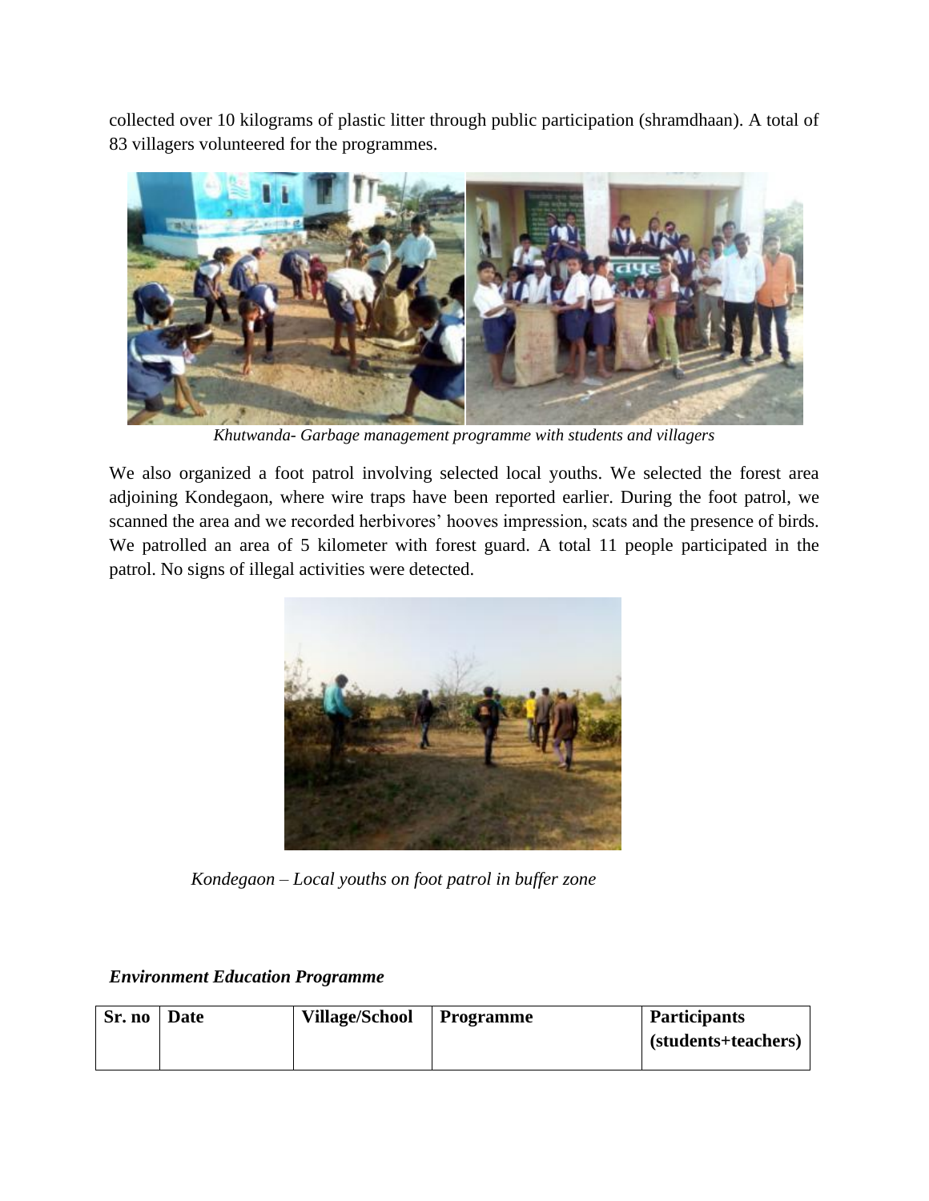collected over 10 kilograms of plastic litter through public participation (shramdhaan). A total of 83 villagers volunteered for the programmes.

*Khutwanda- Garbage management programme with students and villagers*

We also organized a foot patrol involving selected local youths. We selected the forest area adjoining Kondegaon, where wire traps have been reported earlier. During the foot patrol, we scanned the area and we recorded herbivores' hooves impression, scats and the presence of birds. We patrolled an area of 5 kilometer with forest guard. A total 11 people participated in the patrol. No signs of illegal activities were detected.

*Kondegaon – Local youths on foot patrol in buffer zone*

***Environment Education Programme***

| Sr. no | Date | Village/School | Programme | Participants (students+teachers) |
|---|---|---|---|---|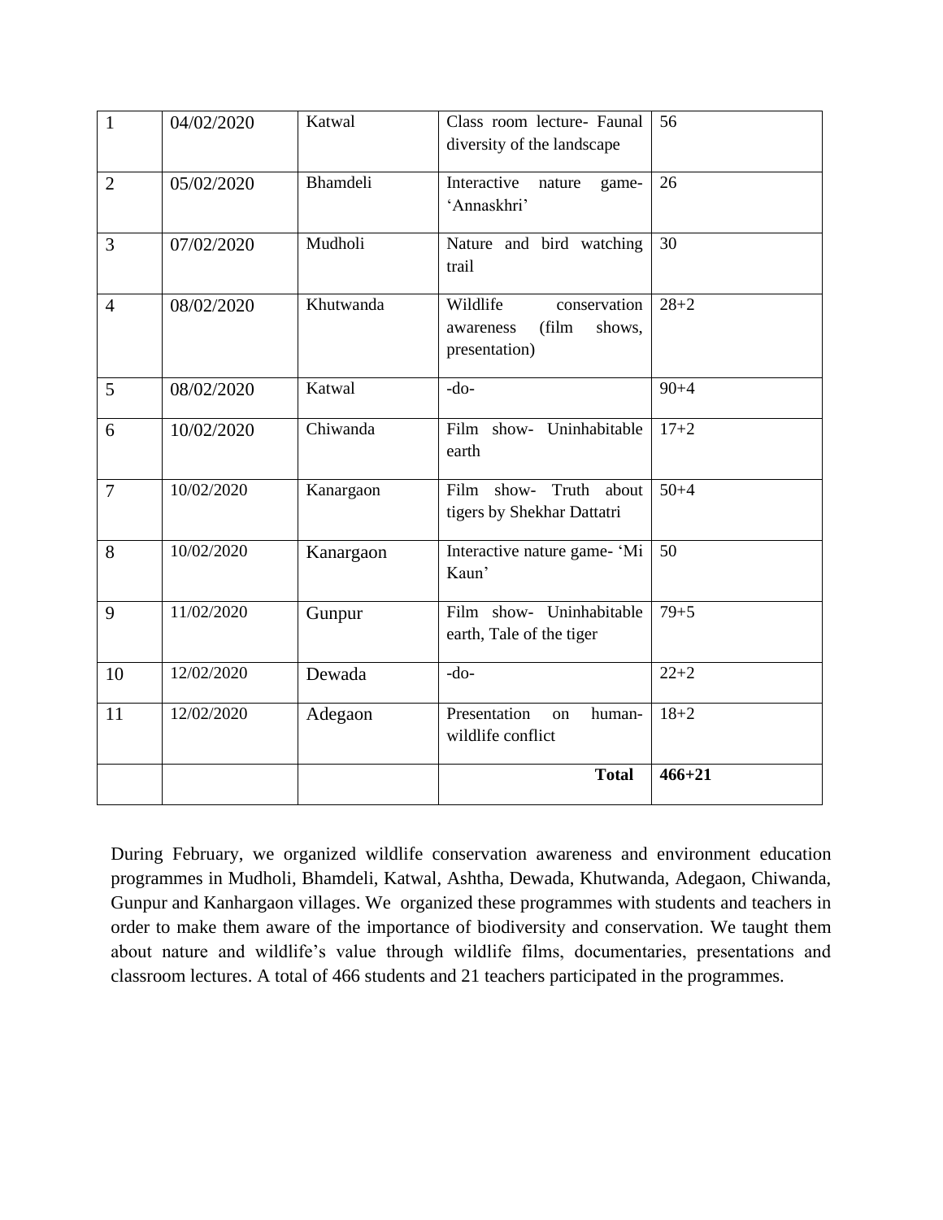| 1 | 04/02/2020 | Katwal | Class room lecture- Faunal diversity of the landscape | 56 |
|---|---|---|---|---|
| 2 | 05/02/2020 | Bhamdeli | Interactive nature game- 'Annaskhri' | 26 |
| 3 | 07/02/2020 | Mudholi | Nature and bird watching trail | 30 |
| 4 | 08/02/2020 | Khutwanda | Wildlife conservation awareness (film shows, presentation) | 28+2 |
| 5 | 08/02/2020 | Katwal | -do- | 90+4 |
| 6 | 10/02/2020 | Chiwanda | Film show- Uninhabitable earth | 17+2 |
| 7 | 10/02/2020 | Kanargaon | Film show- Truth about tigers by Shekhar Dattatri | 50+4 |
| 8 | 10/02/2020 | Kanargaon | Interactive nature game- 'Mi Kaun' | 50 |
| 9 | 11/02/2020 | Gunpur | Film show- Uninhabitable earth, Tale of the tiger | 79+5 |
| 10 | 12/02/2020 | Dewada | -do- | 22+2 |
| 11 | 12/02/2020 | Adegaon | Presentation on human-wildlife conflict | 18+2 |
| | | | **Total** | **466+21** |

During February, we organized wildlife conservation awareness and environment education programmes in Mudholi, Bhamdeli, Katwal, Ashtha, Dewada, Khutwanda, Adegaon, Chiwanda, Gunpur and Kanhargaon villages. We organized these programmes with students and teachers in order to make them aware of the importance of biodiversity and conservation. We taught them about nature and wildlife's value through wildlife films, documentaries, presentations and classroom lectures. A total of 466 students and 21 teachers participated in the programmes.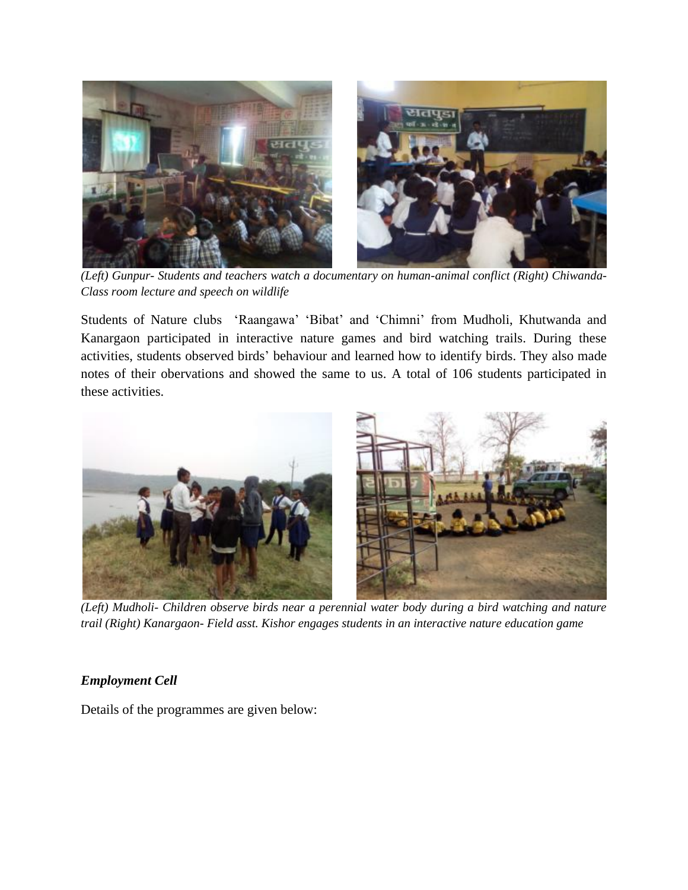*(Left) Gunpur- Students and teachers watch a documentary on human-animal conflict (Right) Chiwanda- Class room lecture and speech on wildlife*

Students of Nature clubs 'Raangawa' 'Bibat' and 'Chimni' from Mudholi, Khutwanda and Kanargaon participated in interactive nature games and bird watching trails. During these activities, students observed birds' behaviour and learned how to identify birds. They also made notes of their obervations and showed the same to us. A total of 106 students participated in these activities.

*(Left) Mudholi- Children observe birds near a perennial water body during a bird watching and nature trail (Right) Kanargaon- Field asst. Kishor engages students in an interactive nature education game*

***Employment Cell***

Details of the programmes are given below: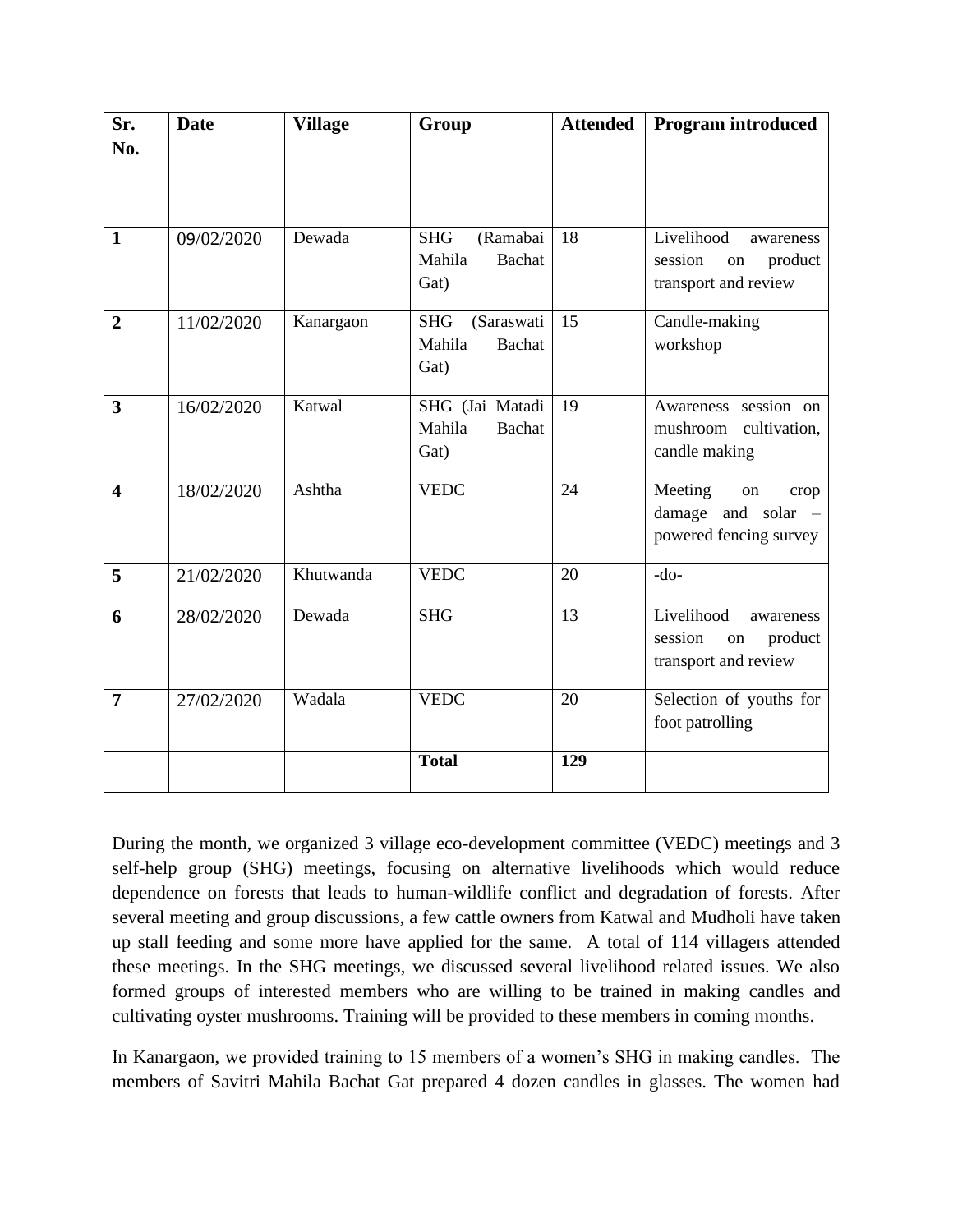| Sr. No. | Date | Village | Group | Attended | Program introduced |
|---|---|---|---|---|---|
| **1** | 09/02/2020 | Dewada | SHG (Ramabai Mahila Bachat Gat) | 18 | Livelihood awareness session on product transport and review |
| **2** | 11/02/2020 | Kanargaon | SHG (Saraswati Mahila Bachat Gat) | 15 | Candle-making workshop |
| **3** | 16/02/2020 | Katwal | SHG (Jai Matadi Mahila Bachat Gat) | 19 | Awareness session on mushroom cultivation, candle making |
| **4** | 18/02/2020 | Ashtha | VEDC | 24 | Meeting on crop damage and solar – powered fencing survey |
| **5** | 21/02/2020 | Khutwanda | VEDC | 20 | -do- |
| **6** | 28/02/2020 | Dewada | SHG | 13 | Livelihood awareness session on product transport and review |
| **7** | 27/02/2020 | Wadala | VEDC | 20 | Selection of youths for foot patrolling |
| | | | **Total** | **129** | |

During the month, we organized 3 village eco-development committee (VEDC) meetings and 3 self-help group (SHG) meetings, focusing on alternative livelihoods which would reduce dependence on forests that leads to human-wildlife conflict and degradation of forests. After several meeting and group discussions, a few cattle owners from Katwal and Mudholi have taken up stall feeding and some more have applied for the same. A total of 114 villagers attended these meetings. In the SHG meetings, we discussed several livelihood related issues. We also formed groups of interested members who are willing to be trained in making candles and cultivating oyster mushrooms. Training will be provided to these members in coming months.

In Kanargaon, we provided training to 15 members of a women's SHG in making candles. The members of Savitri Mahila Bachat Gat prepared 4 dozen candles in glasses. The women had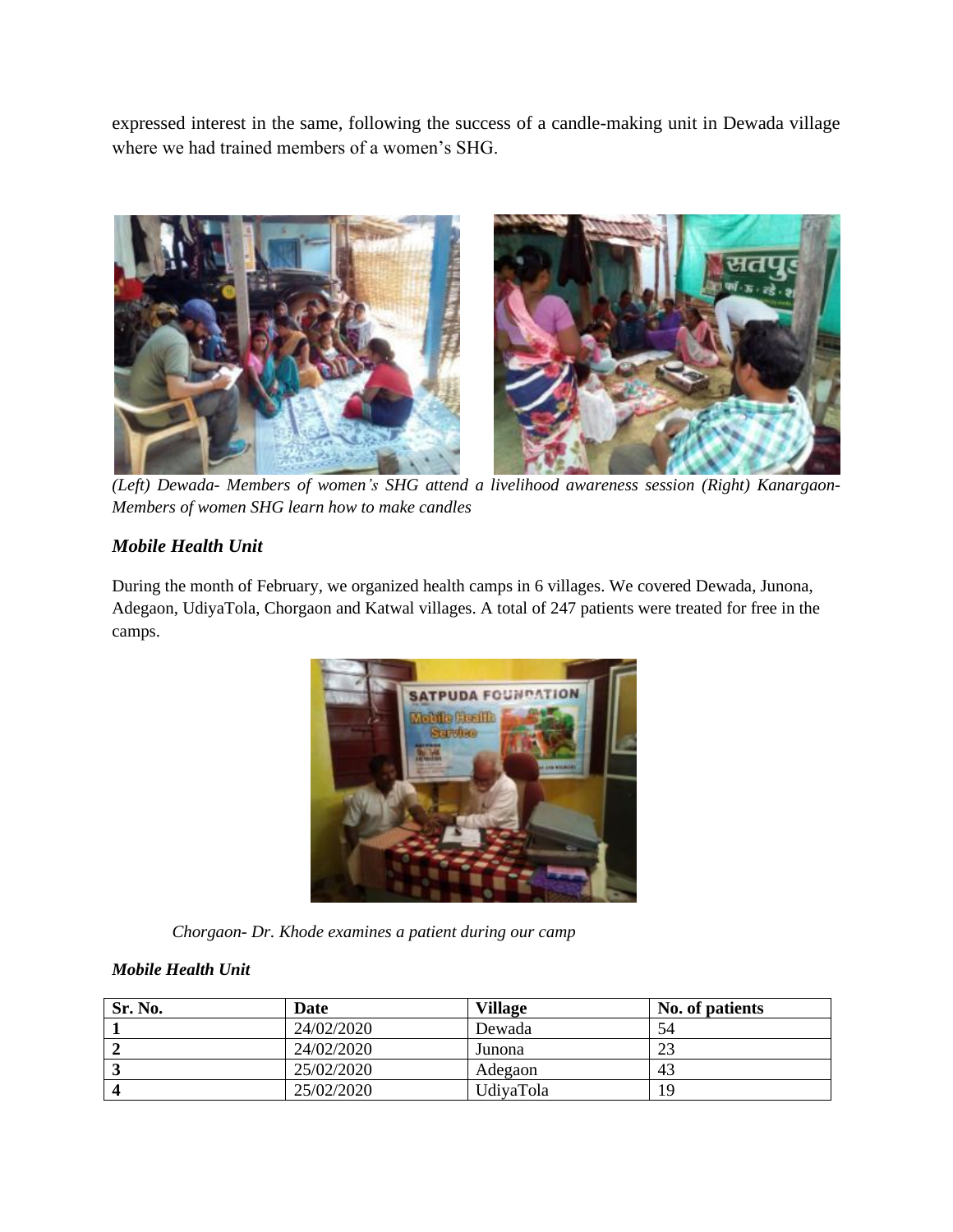expressed interest in the same, following the success of a candle-making unit in Dewada village where we had trained members of a women's SHG.

*(Left) Dewada- Members of women's SHG attend a livelihood awareness session (Right) Kanargaon- Members of women SHG learn how to make candles*

### *Mobile Health Unit*

During the month of February, we organized health camps in 6 villages. We covered Dewada, Junona, Adegaon, UdiyaTola, Chorgaon and Katwal villages. A total of 247 patients were treated for free in the camps.

*Chorgaon- Dr. Khode examines a patient during our camp*

***Mobile Health Unit***

| Sr. No. | Date | Village | No. of patients |
|---|---|---|---|
| **1** | 24/02/2020 | Dewada | 54 |
| **2** | 24/02/2020 | Junona | 23 |
| **3** | 25/02/2020 | Adegaon | 43 |
| **4** | 25/02/2020 | UdiyaTola | 19 |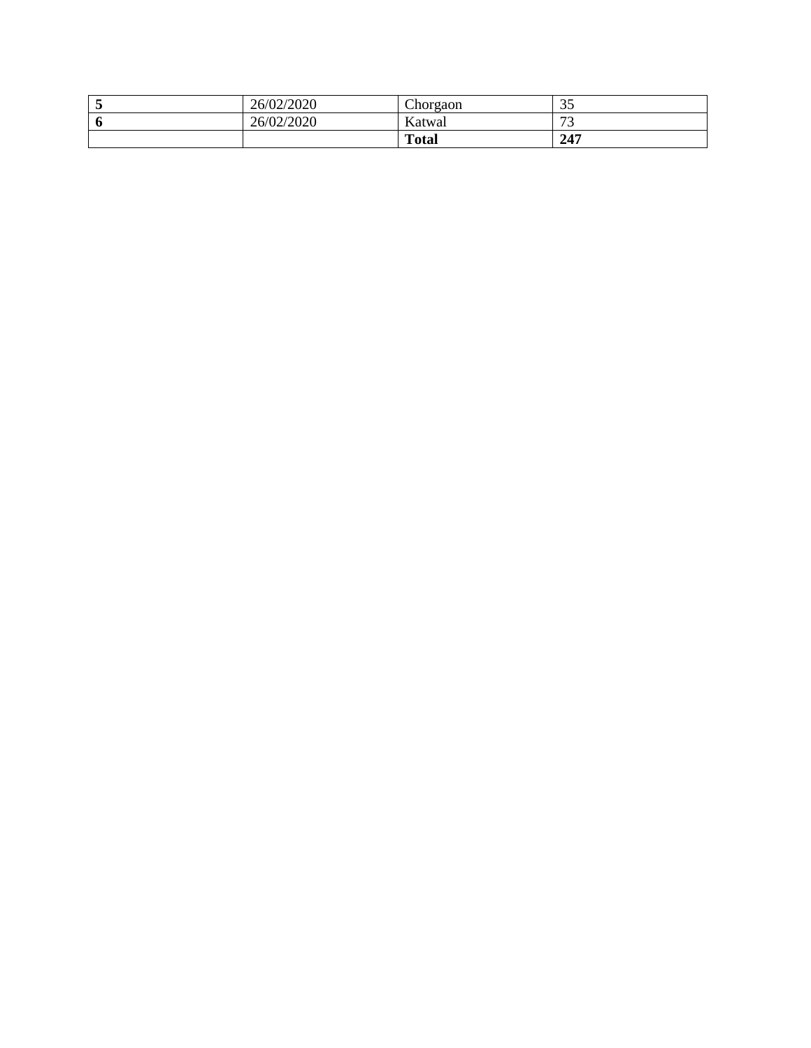| | | | |
|---|---|---|---|
| **5** | 26/02/2020 | Chorgaon | 35 |
| **6** | 26/02/2020 | Katwal | 73 |
| | | **Total** | **247** |